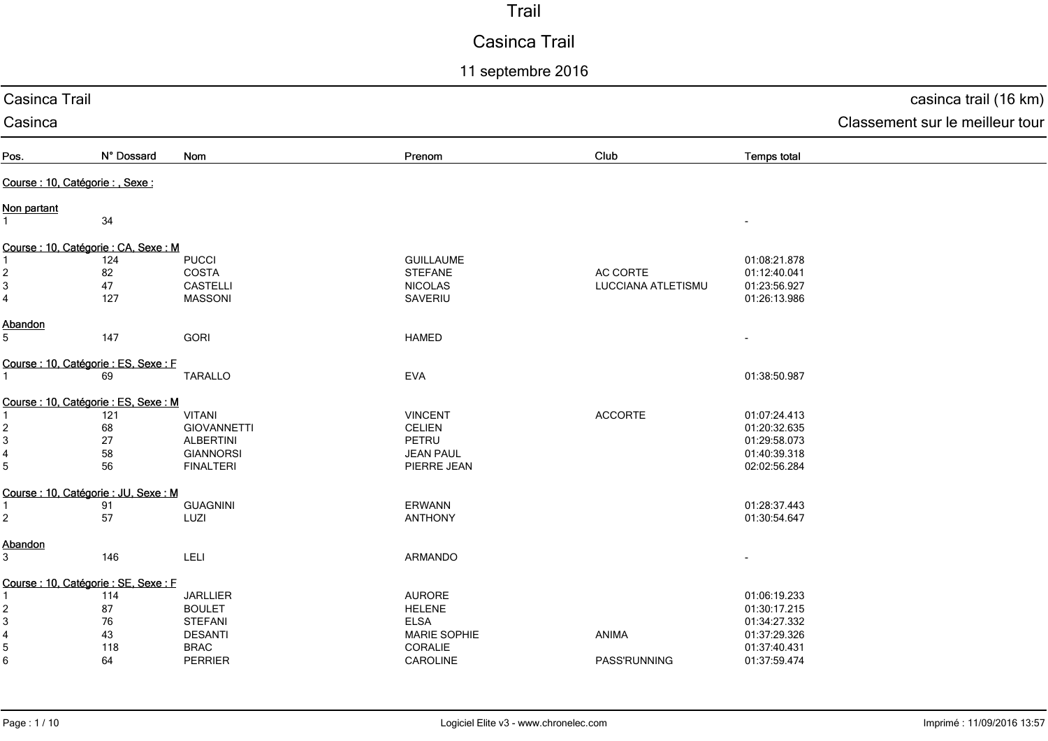# Trail

# Casinca Trail

## 11 septembre 2016

Casinca Trail — casinca trail (16 km)

Casinca — Classement sur le meilleur tour

| Pos. | N° Dossard | Nom | Prenom | Club | Temps total |
|---|---|---|---|---|---|
| **Course : 10, Catégorie : , Sexe :** | | | | | |
| **Non partant** | | | | | |
| 1 | 34 | | | | - |
| **Course : 10, Catégorie : CA, Sexe : M** | | | | | |
| 1 | 124 | PUCCI | GUILLAUME | | 01:08:21.878 |
| 2 | 82 | COSTA | STEFANE | AC CORTE | 01:12:40.041 |
| 3 | 47 | CASTELLI | NICOLAS | LUCCIANA ATLETISMU | 01:23:56.927 |
| 4 | 127 | MASSONI | SAVERIU | | 01:26:13.986 |
| **Abandon** | | | | | |
| 5 | 147 | GORI | HAMED | | - |
| **Course : 10, Catégorie : ES, Sexe : F** | | | | | |
| 1 | 69 | TARALLO | EVA | | 01:38:50.987 |
| **Course : 10, Catégorie : ES, Sexe : M** | | | | | |
| 1 | 121 | VITANI | VINCENT | ACCORTE | 01:07:24.413 |
| 2 | 68 | GIOVANNETTI | CELIEN | | 01:20:32.635 |
| 3 | 27 | ALBERTINI | PETRU | | 01:29:58.073 |
| 4 | 58 | GIANNORSI | JEAN PAUL | | 01:40:39.318 |
| 5 | 56 | FINALTERI | PIERRE JEAN | | 02:02:56.284 |
| **Course : 10, Catégorie : JU, Sexe : M** | | | | | |
| 1 | 91 | GUAGNINI | ERWANN | | 01:28:37.443 |
| 2 | 57 | LUZI | ANTHONY | | 01:30:54.647 |
| **Abandon** | | | | | |
| 3 | 146 | LELI | ARMANDO | | - |
| **Course : 10, Catégorie : SE, Sexe : F** | | | | | |
| 1 | 114 | JARLLIER | AURORE | | 01:06:19.233 |
| 2 | 87 | BOULET | HELENE | | 01:30:17.215 |
| 3 | 76 | STEFANI | ELSA | | 01:34:27.332 |
| 4 | 43 | DESANTI | MARIE SOPHIE | ANIMA | 01:37:29.326 |
| 5 | 118 | BRAC | CORALIE | | 01:37:40.431 |
| 6 | 64 | PERRIER | CAROLINE | PASS'RUNNING | 01:37:59.474 |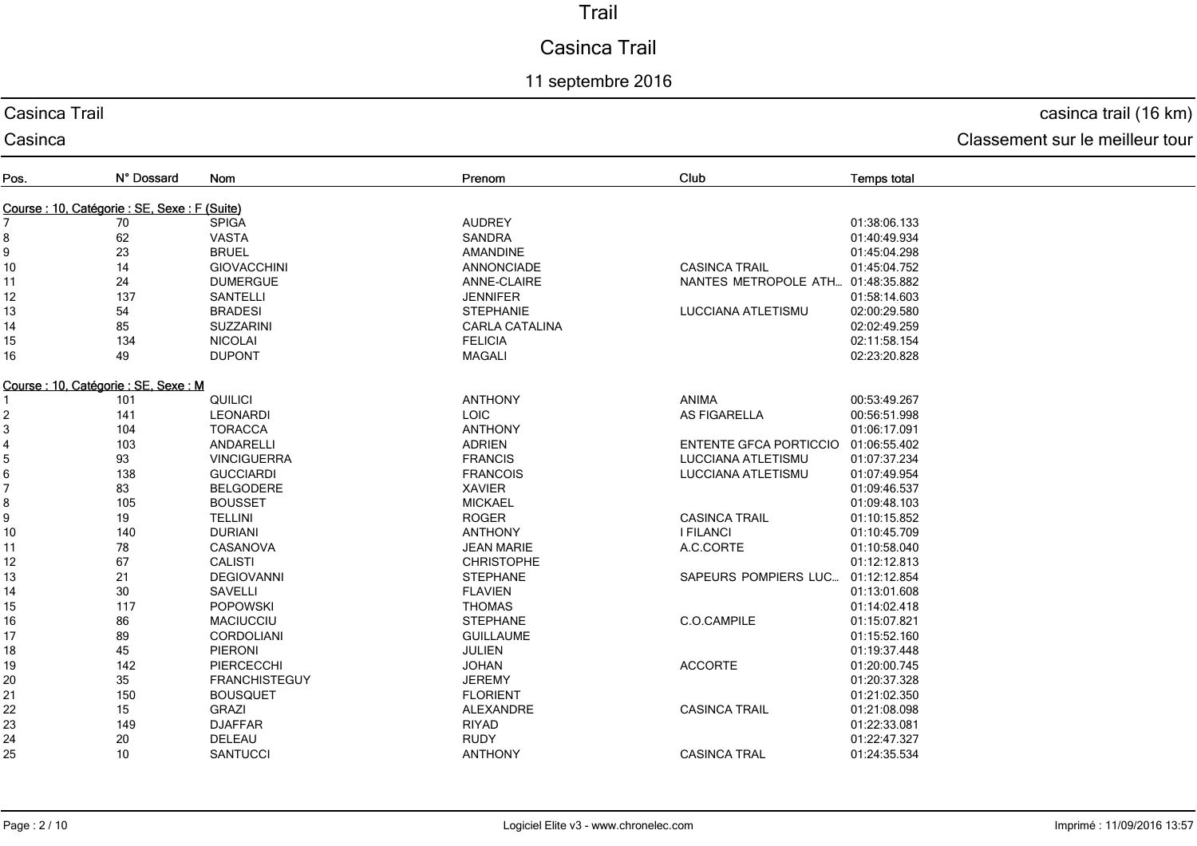# Trail

## Casinca Trail

11 septembre 2016

Casinca Trail — casinca trail (16 km)

Casinca — Classement sur le meilleur tour

| Pos. | N° Dossard | Nom | Prenom | Club | Temps total |
|---|---|---|---|---|---|
| **Course : 10, Catégorie : SE, Sexe : F (Suite)** | | | | | |
| 7 | 70 | SPIGA | AUDREY | | 01:38:06.133 |
| 8 | 62 | VASTA | SANDRA | | 01:40:49.934 |
| 9 | 23 | BRUEL | AMANDINE | | 01:45:04.298 |
| 10 | 14 | GIOVACCHINI | ANNONCIADE | CASINCA TRAIL | 01:45:04.752 |
| 11 | 24 | DUMERGUE | ANNE-CLAIRE | NANTES METROPOLE ATH... | 01:48:35.882 |
| 12 | 137 | SANTELLI | JENNIFER | | 01:58:14.603 |
| 13 | 54 | BRADESI | STEPHANIE | LUCCIANA ATLETISMU | 02:00:29.580 |
| 14 | 85 | SUZZARINI | CARLA CATALINA | | 02:02:49.259 |
| 15 | 134 | NICOLAI | FELICIA | | 02:11:58.154 |
| 16 | 49 | DUPONT | MAGALI | | 02:23:20.828 |
| **Course : 10, Catégorie : SE, Sexe : M** | | | | | |
| 1 | 101 | QUILICI | ANTHONY | ANIMA | 00:53:49.267 |
| 2 | 141 | LEONARDI | LOIC | AS FIGARELLA | 00:56:51.998 |
| 3 | 104 | TORACCA | ANTHONY | | 01:06:17.091 |
| 4 | 103 | ANDARELLI | ADRIEN | ENTENTE GFCA PORTICCIO | 01:06:55.402 |
| 5 | 93 | VINCIGUERRA | FRANCIS | LUCCIANA ATLETISMU | 01:07:37.234 |
| 6 | 138 | GUCCIARDI | FRANCOIS | LUCCIANA ATLETISMU | 01:07:49.954 |
| 7 | 83 | BELGODERE | XAVIER | | 01:09:46.537 |
| 8 | 105 | BOUSSET | MICKAEL | | 01:09:48.103 |
| 9 | 19 | TELLINI | ROGER | CASINCA TRAIL | 01:10:15.852 |
| 10 | 140 | DURIANI | ANTHONY | I FILANCI | 01:10:45.709 |
| 11 | 78 | CASANOVA | JEAN MARIE | A.C.CORTE | 01:10:58.040 |
| 12 | 67 | CALISTI | CHRISTOPHE | | 01:12:12.813 |
| 13 | 21 | DEGIOVANNI | STEPHANE | SAPEURS POMPIERS LUC... | 01:12:12.854 |
| 14 | 30 | SAVELLI | FLAVIEN | | 01:13:01.608 |
| 15 | 117 | POPOWSKI | THOMAS | | 01:14:02.418 |
| 16 | 86 | MACIUCCIU | STEPHANE | C.O.CAMPILE | 01:15:07.821 |
| 17 | 89 | CORDOLIANI | GUILLAUME | | 01:15:52.160 |
| 18 | 45 | PIERONI | JULIEN | | 01:19:37.448 |
| 19 | 142 | PIERCECCHI | JOHAN | ACCORTE | 01:20:00.745 |
| 20 | 35 | FRANCHISTEGUY | JEREMY | | 01:20:37.328 |
| 21 | 150 | BOUSQUET | FLORIENT | | 01:21:02.350 |
| 22 | 15 | GRAZI | ALEXANDRE | CASINCA TRAIL | 01:21:08.098 |
| 23 | 149 | DJAFFAR | RIYAD | | 01:22:33.081 |
| 24 | 20 | DELEAU | RUDY | | 01:22:47.327 |
| 25 | 10 | SANTUCCI | ANTHONY | CASINCA TRAL | 01:24:35.534 |

Logiciel Elite v3 - www.chronelec.com — Imprimé : 11/09/2016 13:57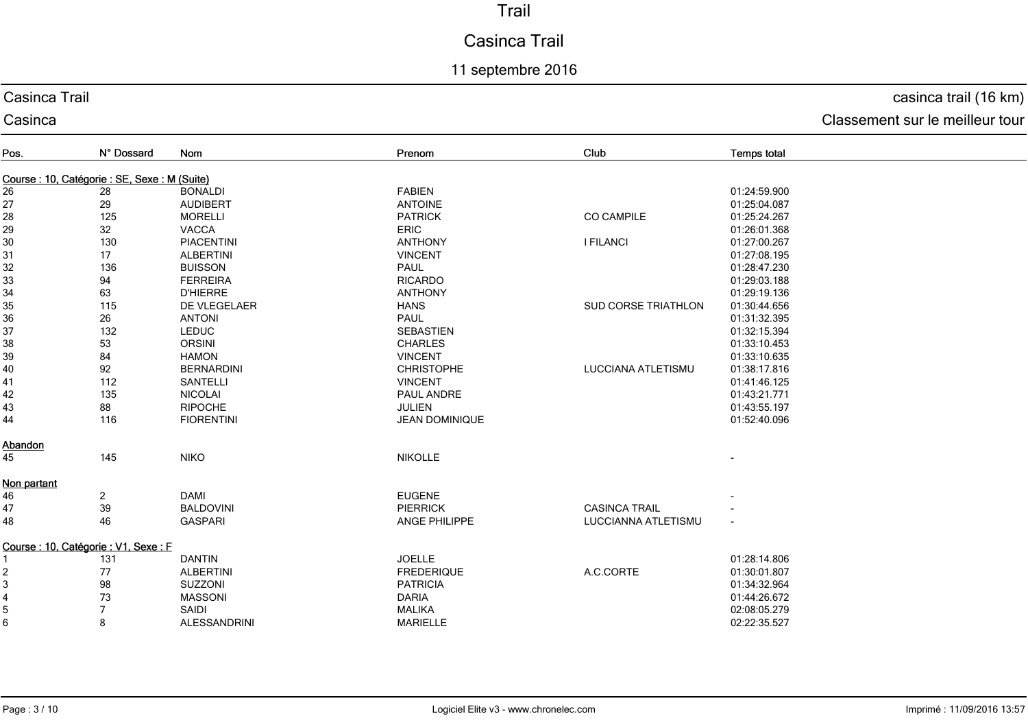# Trail

## Casinca Trail

11 septembre 2016

Casinca Trail — casinca trail (16 km)

Casinca — Classement sur le meilleur tour

| Pos. | N° Dossard | Nom | Prenom | Club | Temps total |
|---|---|---|---|---|---|
| **Course : 10, Catégorie : SE, Sexe : M (Suite)** | | | | | |
| 26 | 28 | BONALDI | FABIEN | | 01:24:59.900 |
| 27 | 29 | AUDIBERT | ANTOINE | | 01:25:04.087 |
| 28 | 125 | MORELLI | PATRICK | CO CAMPILE | 01:25:24.267 |
| 29 | 32 | VACCA | ERIC | | 01:26:01.368 |
| 30 | 130 | PIACENTINI | ANTHONY | I FILANCI | 01:27:00.267 |
| 31 | 17 | ALBERTINI | VINCENT | | 01:27:08.195 |
| 32 | 136 | BUISSON | PAUL | | 01:28:47.230 |
| 33 | 94 | FERREIRA | RICARDO | | 01:29:03.188 |
| 34 | 63 | D'HIERRE | ANTHONY | | 01:29:19.136 |
| 35 | 115 | DE VLEGELAER | HANS | SUD CORSE TRIATHLON | 01:30:44.656 |
| 36 | 26 | ANTONI | PAUL | | 01:31:32.395 |
| 37 | 132 | LEDUC | SEBASTIEN | | 01:32:15.394 |
| 38 | 53 | ORSINI | CHARLES | | 01:33:10.453 |
| 39 | 84 | HAMON | VINCENT | | 01:33:10.635 |
| 40 | 92 | BERNARDINI | CHRISTOPHE | LUCCIANA ATLETISMU | 01:38:17.816 |
| 41 | 112 | SANTELLI | VINCENT | | 01:41:46.125 |
| 42 | 135 | NICOLAI | PAUL ANDRE | | 01:43:21.771 |
| 43 | 88 | RIPOCHE | JULIEN | | 01:43:55.197 |
| 44 | 116 | FIORENTINI | JEAN DOMINIQUE | | 01:52:40.096 |
| **Abandon** | | | | | |
| 45 | 145 | NIKO | NIKOLLE | | - |
| **Non partant** | | | | | |
| 46 | 2 | DAMI | EUGENE | | - |
| 47 | 39 | BALDOVINI | PIERRICK | CASINCA TRAIL | - |
| 48 | 46 | GASPARI | ANGE PHILIPPE | LUCCIANNA ATLETISMU | - |
| **Course : 10, Catégorie : V1, Sexe : F** | | | | | |
| 1 | 131 | DANTIN | JOELLE | | 01:28:14.806 |
| 2 | 77 | ALBERTINI | FREDERIQUE | A.C.CORTE | 01:30:01.807 |
| 3 | 98 | SUZZONI | PATRICIA | | 01:34:32.964 |
| 4 | 73 | MASSONI | DARIA | | 01:44:26.672 |
| 5 | 7 | SAIDI | MALIKA | | 02:08:05.279 |
| 6 | 8 | ALESSANDRINI | MARIELLE | | 02:22:35.527 |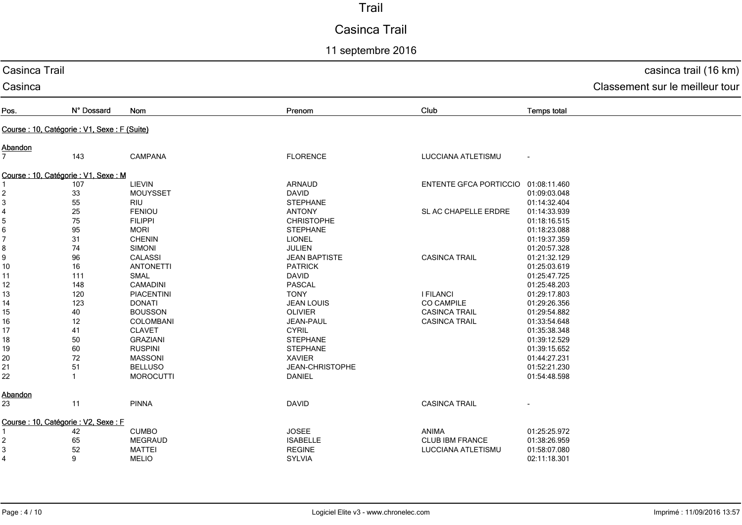# Trail

## Casinca Trail

11 septembre 2016

Casinca Trail — casinca trail (16 km)

Casinca — Classement sur le meilleur tour

| Pos. | N° Dossard | Nom | Prenom | Club | Temps total |
|---|---|---|---|---|---|
| **Course : 10, Catégorie : V1, Sexe : F (Suite)** | | | | | |
| **Abandon** | | | | | |
| 7 | 143 | CAMPANA | FLORENCE | LUCCIANA ATLETISMU | - |
| **Course : 10, Catégorie : V1, Sexe : M** | | | | | |
| 1 | 107 | LIEVIN | ARNAUD | ENTENTE GFCA PORTICCIO | 01:08:11.460 |
| 2 | 33 | MOUYSSET | DAVID | | 01:09:03.048 |
| 3 | 55 | RIU | STEPHANE | | 01:14:32.404 |
| 4 | 25 | FENIOU | ANTONY | SL AC CHAPELLE ERDRE | 01:14:33.939 |
| 5 | 75 | FILIPPI | CHRISTOPHE | | 01:18:16.515 |
| 6 | 95 | MORI | STEPHANE | | 01:18:23.088 |
| 7 | 31 | CHENIN | LIONEL | | 01:19:37.359 |
| 8 | 74 | SIMONI | JULIEN | | 01:20:57.328 |
| 9 | 96 | CALASSI | JEAN BAPTISTE | CASINCA TRAIL | 01:21:32.129 |
| 10 | 16 | ANTONETTI | PATRICK | | 01:25:03.619 |
| 11 | 111 | SMAL | DAVID | | 01:25:47.725 |
| 12 | 148 | CAMADINI | PASCAL | | 01:25:48.203 |
| 13 | 120 | PIACENTINI | TONY | I FILANCI | 01:29:17.803 |
| 14 | 123 | DONATI | JEAN LOUIS | CO CAMPILE | 01:29:26.356 |
| 15 | 40 | BOUSSON | OLIVIER | CASINCA TRAIL | 01:29:54.882 |
| 16 | 12 | COLOMBANI | JEAN-PAUL | CASINCA TRAIL | 01:33:54.648 |
| 17 | 41 | CLAVET | CYRIL | | 01:35:38.348 |
| 18 | 50 | GRAZIANI | STEPHANE | | 01:39:12.529 |
| 19 | 60 | RUSPINI | STEPHANE | | 01:39:15.652 |
| 20 | 72 | MASSONI | XAVIER | | 01:44:27.231 |
| 21 | 51 | BELLUSO | JEAN-CHRISTOPHE | | 01:52:21.230 |
| 22 | 1 | MOROCUTTI | DANIEL | | 01:54:48.598 |
| **Abandon** | | | | | |
| 23 | 11 | PINNA | DAVID | CASINCA TRAIL | - |
| **Course : 10, Catégorie : V2, Sexe : F** | | | | | |
| 1 | 42 | CUMBO | JOSEE | ANIMA | 01:25:25.972 |
| 2 | 65 | MEGRAUD | ISABELLE | CLUB IBM FRANCE | 01:38:26.959 |
| 3 | 52 | MATTEI | REGINE | LUCCIANA ATLETISMU | 01:58:07.080 |
| 4 | 9 | MELIO | SYLVIA | | 02:11:18.301 |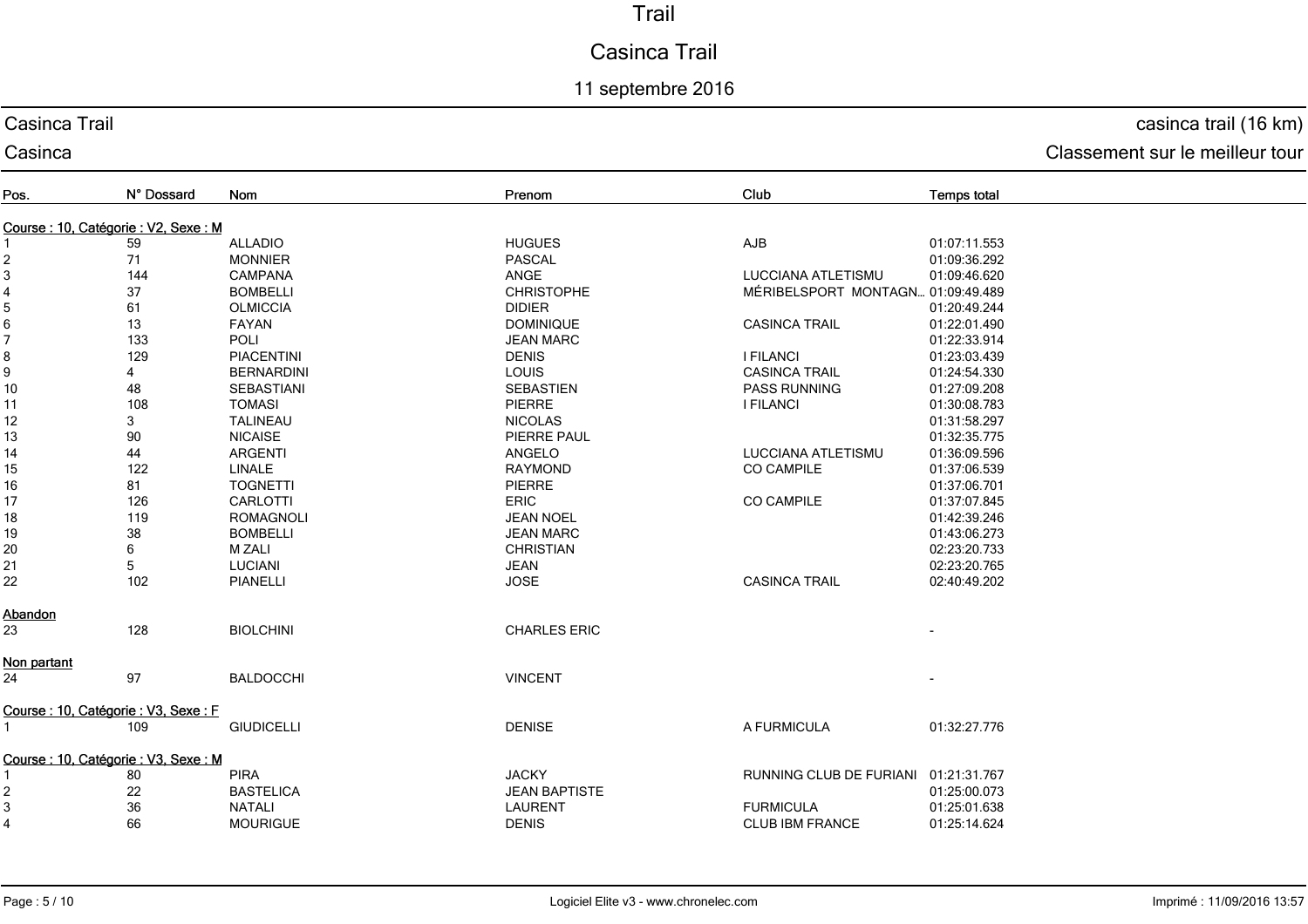# Trail

## Casinca Trail

11 septembre 2016

Casinca Trail — casinca trail (16 km)

Casinca — Classement sur le meilleur tour

| Pos. | N° Dossard | Nom | Prenom | Club | Temps total |
|---|---|---|---|---|---|
| **Course : 10, Catégorie : V2, Sexe : M** | | | | | |
| 1 | 59 | ALLADIO | HUGUES | AJB | 01:07:11.553 |
| 2 | 71 | MONNIER | PASCAL | | 01:09:36.292 |
| 3 | 144 | CAMPANA | ANGE | LUCCIANA ATLETISMU | 01:09:46.620 |
| 4 | 37 | BOMBELLI | CHRISTOPHE | MÉRIBELSPORT MONTAGN… | 01:09:49.489 |
| 5 | 61 | OLMICCIA | DIDIER | | 01:20:49.244 |
| 6 | 13 | FAYAN | DOMINIQUE | CASINCA TRAIL | 01:22:01.490 |
| 7 | 133 | POLI | JEAN MARC | | 01:22:33.914 |
| 8 | 129 | PIACENTINI | DENIS | I FILANCI | 01:23:03.439 |
| 9 | 4 | BERNARDINI | LOUIS | CASINCA TRAIL | 01:24:54.330 |
| 10 | 48 | SEBASTIANI | SEBASTIEN | PASS RUNNING | 01:27:09.208 |
| 11 | 108 | TOMASI | PIERRE | I FILANCI | 01:30:08.783 |
| 12 | 3 | TALINEAU | NICOLAS | | 01:31:58.297 |
| 13 | 90 | NICAISE | PIERRE PAUL | | 01:32:35.775 |
| 14 | 44 | ARGENTI | ANGELO | LUCCIANA ATLETISMU | 01:36:09.596 |
| 15 | 122 | LINALE | RAYMOND | CO CAMPILE | 01:37:06.539 |
| 16 | 81 | TOGNETTI | PIERRE | | 01:37:06.701 |
| 17 | 126 | CARLOTTI | ERIC | CO CAMPILE | 01:37:07.845 |
| 18 | 119 | ROMAGNOLI | JEAN NOEL | | 01:42:39.246 |
| 19 | 38 | BOMBELLI | JEAN MARC | | 01:43:06.273 |
| 20 | 6 | M ZALI | CHRISTIAN | | 02:23:20.733 |
| 21 | 5 | LUCIANI | JEAN | | 02:23:20.765 |
| 22 | 102 | PIANELLI | JOSE | CASINCA TRAIL | 02:40:49.202 |
| **Abandon** | | | | | |
| 23 | 128 | BIOLCHINI | CHARLES ERIC | | - |
| **Non partant** | | | | | |
| 24 | 97 | BALDOCCHI | VINCENT | | - |
| **Course : 10, Catégorie : V3, Sexe : F** | | | | | |
| 1 | 109 | GIUDICELLI | DENISE | A FURMICULA | 01:32:27.776 |
| **Course : 10, Catégorie : V3, Sexe : M** | | | | | |
| 1 | 80 | PIRA | JACKY | RUNNING CLUB DE FURIANI | 01:21:31.767 |
| 2 | 22 | BASTELICA | JEAN BAPTISTE | | 01:25:00.073 |
| 3 | 36 | NATALI | LAURENT | FURMICULA | 01:25:01.638 |
| 4 | 66 | MOURIGUE | DENIS | CLUB IBM FRANCE | 01:25:14.624 |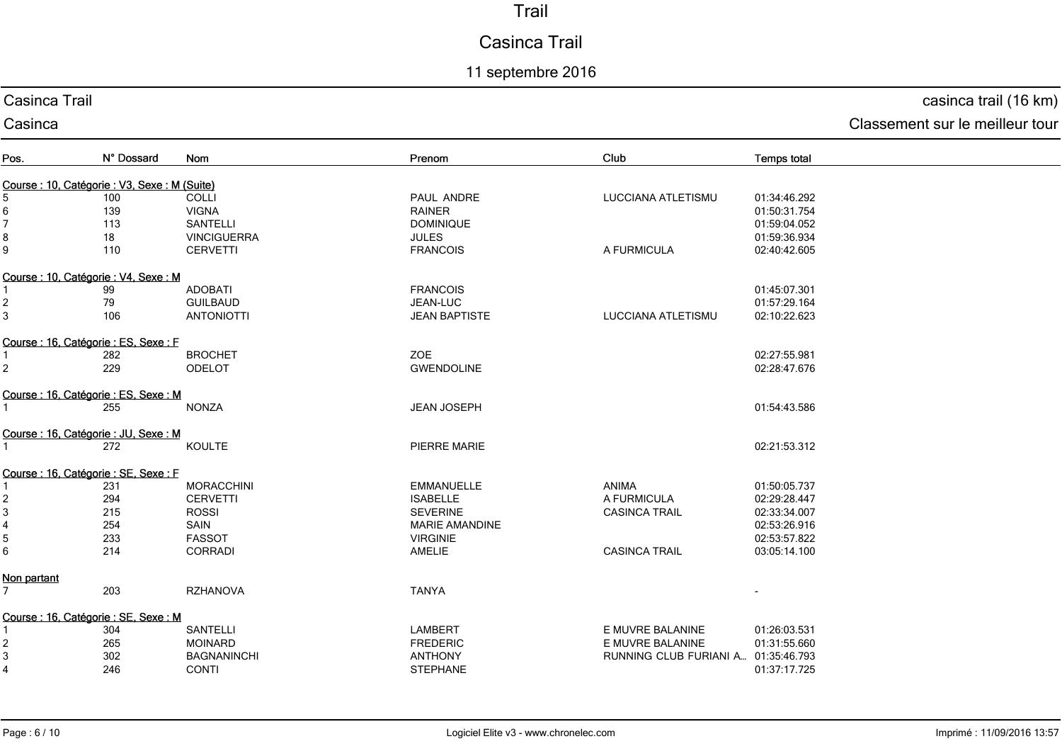# Trail

## Casinca Trail

11 septembre 2016

Casinca Trail — casinca trail (16 km)

Casinca — Classement sur le meilleur tour

| Pos. | N° Dossard | Nom | Prenom | Club | Temps total |
|---|---|---|---|---|---|
| **Course : 10, Catégorie : V3, Sexe : M (Suite)** | | | | | |
| 5 | 100 | COLLI | PAUL ANDRE | LUCCIANA ATLETISMU | 01:34:46.292 |
| 6 | 139 | VIGNA | RAINER | | 01:50:31.754 |
| 7 | 113 | SANTELLI | DOMINIQUE | | 01:59:04.052 |
| 8 | 18 | VINCIGUERRA | JULES | | 01:59:36.934 |
| 9 | 110 | CERVETTI | FRANCOIS | A FURMICULA | 02:40:42.605 |
| **Course : 10, Catégorie : V4, Sexe : M** | | | | | |
| 1 | 99 | ADOBATI | FRANCOIS | | 01:45:07.301 |
| 2 | 79 | GUILBAUD | JEAN-LUC | | 01:57:29.164 |
| 3 | 106 | ANTONIOTTI | JEAN BAPTISTE | LUCCIANA ATLETISMU | 02:10:22.623 |
| **Course : 16, Catégorie : ES, Sexe : F** | | | | | |
| 1 | 282 | BROCHET | ZOE | | 02:27:55.981 |
| 2 | 229 | ODELOT | GWENDOLINE | | 02:28:47.676 |
| **Course : 16, Catégorie : ES, Sexe : M** | | | | | |
| 1 | 255 | NONZA | JEAN JOSEPH | | 01:54:43.586 |
| **Course : 16, Catégorie : JU, Sexe : M** | | | | | |
| 1 | 272 | KOULTE | PIERRE MARIE | | 02:21:53.312 |
| **Course : 16, Catégorie : SE, Sexe : F** | | | | | |
| 1 | 231 | MORACCHINI | EMMANUELLE | ANIMA | 01:50:05.737 |
| 2 | 294 | CERVETTI | ISABELLE | A FURMICULA | 02:29:28.447 |
| 3 | 215 | ROSSI | SEVERINE | CASINCA TRAIL | 02:33:34.007 |
| 4 | 254 | SAIN | MARIE AMANDINE | | 02:53:26.916 |
| 5 | 233 | FASSOT | VIRGINIE | | 02:53:57.822 |
| 6 | 214 | CORRADI | AMELIE | CASINCA TRAIL | 03:05:14.100 |
| **Non partant** | | | | | |
| 7 | 203 | RZHANOVA | TANYA | | - |
| **Course : 16, Catégorie : SE, Sexe : M** | | | | | |
| 1 | 304 | SANTELLI | LAMBERT | E MUVRE BALANINE | 01:26:03.531 |
| 2 | 265 | MOINARD | FREDERIC | E MUVRE BALANINE | 01:31:55.660 |
| 3 | 302 | BAGNANINCHI | ANTHONY | RUNNING CLUB FURIANI A... | 01:35:46.793 |
| 4 | 246 | CONTI | STEPHANE | | 01:37:17.725 |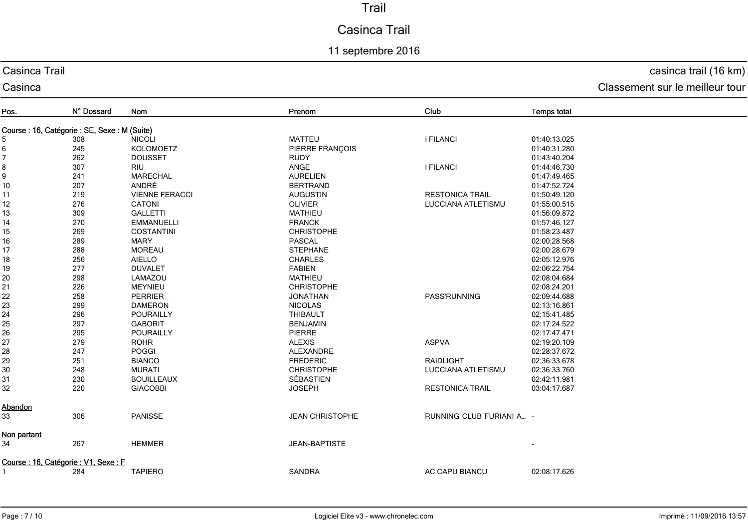# Trail

## Casinca Trail

11 septembre 2016

Casinca Trail — casinca trail (16 km)

Casinca — Classement sur le meilleur tour

| Pos. | N° Dossard | Nom | Prenom | Club | Temps total |
|---|---|---|---|---|---|
| **Course : 16, Catégorie : SE, Sexe : M (Suite)** | | | | | |
| 5 | 308 | NICOLI | MATTEU | I FILANCI | 01:40:13.025 |
| 6 | 245 | KOLOMOETZ | PIERRE FRANÇOIS | | 01:40:31.280 |
| 7 | 262 | DOUSSET | RUDY | | 01:43:40.204 |
| 8 | 307 | RIU | ANGE | I FILANCI | 01:44:46.730 |
| 9 | 241 | MARECHAL | AURELIEN | | 01:47:49.465 |
| 10 | 207 | ANDRÉ | BERTRAND | | 01:47:52.724 |
| 11 | 219 | VIENNE FERACCI | AUGUSTIN | RESTONICA TRAIL | 01:50:49.120 |
| 12 | 276 | CATONI | OLIVIER | LUCCIANA ATLETISMU | 01:55:00.515 |
| 13 | 309 | GALLETTI | MATHIEU | | 01:56:09.872 |
| 14 | 270 | EMMANUELLI | FRANCK | | 01:57:46.127 |
| 15 | 269 | COSTANTINI | CHRISTOPHE | | 01:58:23.487 |
| 16 | 289 | MARY | PASCAL | | 02:00:28.568 |
| 17 | 288 | MOREAU | STEPHANE | | 02:00:28.679 |
| 18 | 256 | AIELLO | CHARLES | | 02:05:12.976 |
| 19 | 277 | DUVALET | FABIEN | | 02:06:22.754 |
| 20 | 298 | LAMAZOU | MATHIEU | | 02:08:04.684 |
| 21 | 226 | MEYNIEU | CHRISTOPHE | | 02:08:24.201 |
| 22 | 258 | PERRIER | JONATHAN | PASS'RUNNING | 02:09:44.688 |
| 23 | 299 | DAMERON | NICOLAS | | 02:13:16.861 |
| 24 | 296 | POURAILLY | THIBAULT | | 02:15:41.485 |
| 25 | 297 | GABORIT | BENJAMIN | | 02:17:24.522 |
| 26 | 295 | POURAILLY | PIERRE | | 02:17:47.471 |
| 27 | 279 | ROHR | ALEXIS | ASPVA | 02:19:20.109 |
| 28 | 247 | POGGI | ALEXANDRE | | 02:28:37.672 |
| 29 | 251 | BIANCO | FREDERIC | RAIDLIGHT | 02:36:33.678 |
| 30 | 248 | MURATI | CHRISTOPHE | LUCCIANA ATLETISMU | 02:36:33.760 |
| 31 | 230 | BOUILLEAUX | SÉBASTIEN | | 02:42:11.981 |
| 32 | 220 | GIACOBBI | JOSEPH | RESTONICA TRAIL | 03:04:17.687 |
| **Abandon** | | | | | |
| 33 | 306 | PANISSE | JEAN CHRISTOPHE | RUNNING CLUB FURIANI A... | - |
| **Non partant** | | | | | |
| 34 | 267 | HEMMER | JEAN-BAPTISTE | | - |
| **Course : 16, Catégorie : V1, Sexe : F** | | | | | |
| 1 | 284 | TAPIERO | SANDRA | AC CAPU BIANCU | 02:08:17.626 |

Logiciel Elite v3 - www.chronelec.com — Imprimé : 11/09/2016 13:57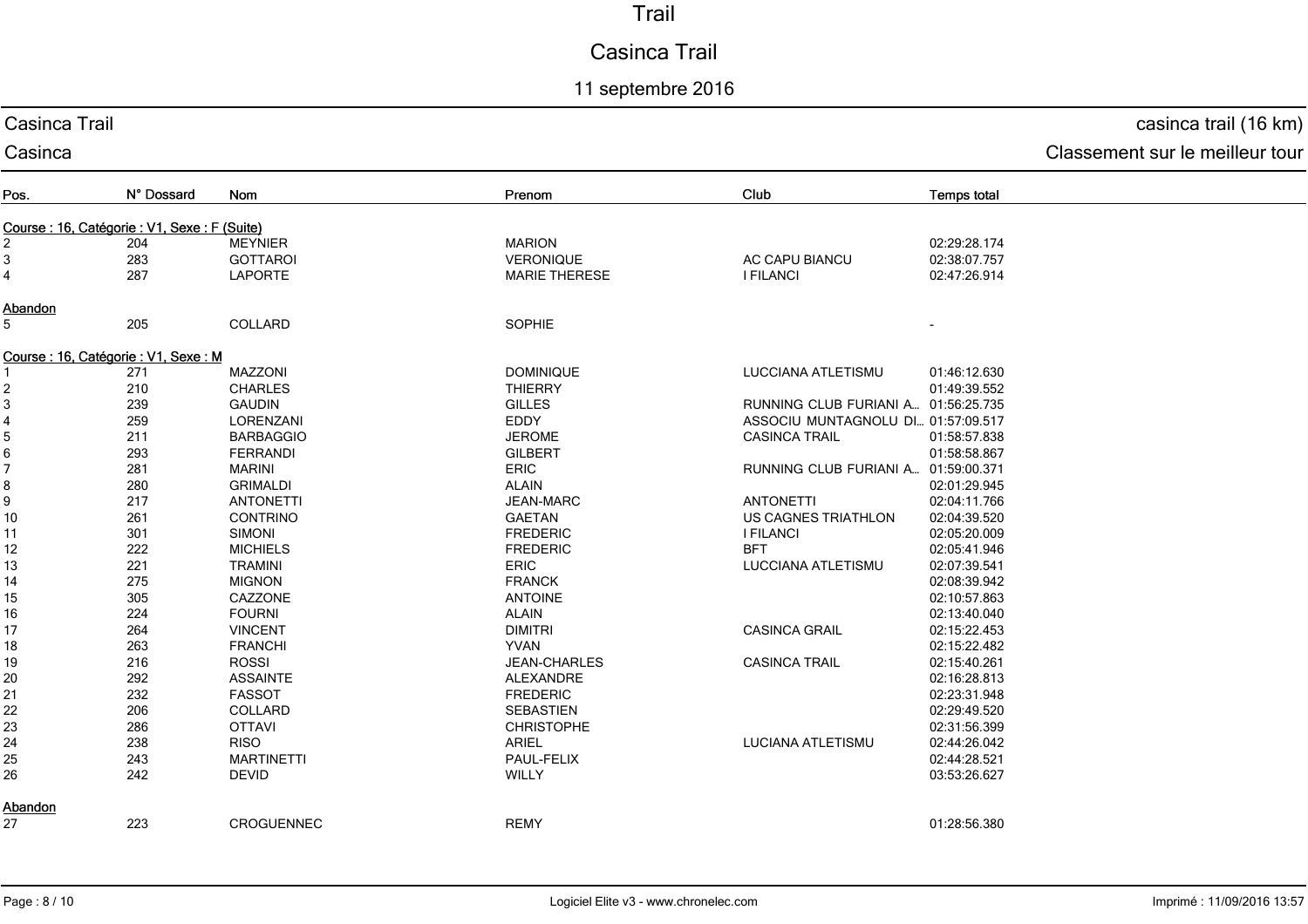# Trail

## Casinca Trail

11 septembre 2016

Casinca Trail — casinca trail (16 km)

Casinca — Classement sur le meilleur tour

| Pos. | N° Dossard | Nom | Prenom | Club | Temps total |
|---|---|---|---|---|---|
| **Course : 16, Catégorie : V1, Sexe : F (Suite)** | | | | | |
| 2 | 204 | MEYNIER | MARION | | 02:29:28.174 |
| 3 | 283 | GOTTAROI | VERONIQUE | AC CAPU BIANCU | 02:38:07.757 |
| 4 | 287 | LAPORTE | MARIE THERESE | I FILANCI | 02:47:26.914 |
| **Abandon** | | | | | |
| 5 | 205 | COLLARD | SOPHIE | | - |
| **Course : 16, Catégorie : V1, Sexe : M** | | | | | |
| 1 | 271 | MAZZONI | DOMINIQUE | LUCCIANA ATLETISMU | 01:46:12.630 |
| 2 | 210 | CHARLES | THIERRY | | 01:49:39.552 |
| 3 | 239 | GAUDIN | GILLES | RUNNING CLUB FURIANI A... | 01:56:25.735 |
| 4 | 259 | LORENZANI | EDDY | ASSOCIU MUNTAGNOLU DI... | 01:57:09.517 |
| 5 | 211 | BARBAGGIO | JEROME | CASINCA TRAIL | 01:58:57.838 |
| 6 | 293 | FERRANDI | GILBERT | | 01:58:58.867 |
| 7 | 281 | MARINI | ERIC | RUNNING CLUB FURIANI A... | 01:59:00.371 |
| 8 | 280 | GRIMALDI | ALAIN | | 02:01:29.945 |
| 9 | 217 | ANTONETTI | JEAN-MARC | ANTONETTI | 02:04:11.766 |
| 10 | 261 | CONTRINO | GAETAN | US CAGNES TRIATHLON | 02:04:39.520 |
| 11 | 301 | SIMONI | FREDERIC | I FILANCI | 02:05:20.009 |
| 12 | 222 | MICHIELS | FREDERIC | BFT | 02:05:41.946 |
| 13 | 221 | TRAMINI | ERIC | LUCCIANA ATLETISMU | 02:07:39.541 |
| 14 | 275 | MIGNON | FRANCK | | 02:08:39.942 |
| 15 | 305 | CAZZONE | ANTOINE | | 02:10:57.863 |
| 16 | 224 | FOURNI | ALAIN | | 02:13:40.040 |
| 17 | 264 | VINCENT | DIMITRI | CASINCA GRAIL | 02:15:22.453 |
| 18 | 263 | FRANCHI | YVAN | | 02:15:22.482 |
| 19 | 216 | ROSSI | JEAN-CHARLES | CASINCA TRAIL | 02:15:40.261 |
| 20 | 292 | ASSAINTE | ALEXANDRE | | 02:16:28.813 |
| 21 | 232 | FASSOT | FREDERIC | | 02:23:31.948 |
| 22 | 206 | COLLARD | SEBASTIEN | | 02:29:49.520 |
| 23 | 286 | OTTAVI | CHRISTOPHE | | 02:31:56.399 |
| 24 | 238 | RISO | ARIEL | LUCIANA ATLETISMU | 02:44:26.042 |
| 25 | 243 | MARTINETTI | PAUL-FELIX | | 02:44:28.521 |
| 26 | 242 | DEVID | WILLY | | 03:53:26.627 |
| **Abandon** | | | | | |
| 27 | 223 | CROGUENNEC | REMY | | 01:28:56.380 |

Logiciel Elite v3 - www.chronelec.com — Imprimé : 11/09/2016 13:57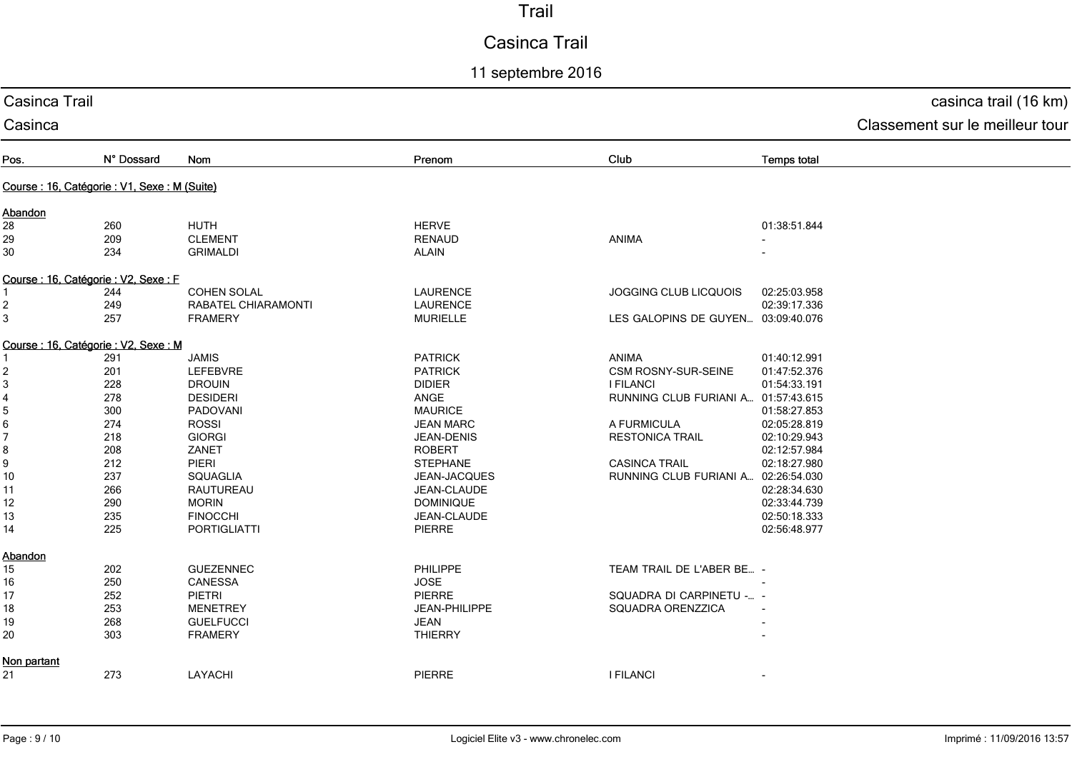# Trail

## Casinca Trail

11 septembre 2016

Casinca Trail — casinca trail (16 km)

Casinca — Classement sur le meilleur tour

| Pos. | N° Dossard | Nom | Prenom | Club | Temps total |
|---|---|---|---|---|---|
| **Course : 16, Catégorie : V1, Sexe : M (Suite)** | | | | | |
| **Abandon** | | | | | |
| 28 | 260 | HUTH | HERVE | | 01:38:51.844 |
| 29 | 209 | CLEMENT | RENAUD | ANIMA | - |
| 30 | 234 | GRIMALDI | ALAIN | | - |
| **Course : 16, Catégorie : V2, Sexe : F** | | | | | |
| 1 | 244 | COHEN SOLAL | LAURENCE | JOGGING CLUB LICQUOIS | 02:25:03.958 |
| 2 | 249 | RABATEL CHIARAMONTI | LAURENCE | | 02:39:17.336 |
| 3 | 257 | FRAMERY | MURIELLE | LES GALOPINS DE GUYEN... | 03:09:40.076 |
| **Course : 16, Catégorie : V2, Sexe : M** | | | | | |
| 1 | 291 | JAMIS | PATRICK | ANIMA | 01:40:12.991 |
| 2 | 201 | LEFEBVRE | PATRICK | CSM ROSNY-SUR-SEINE | 01:47:52.376 |
| 3 | 228 | DROUIN | DIDIER | I FILANCI | 01:54:33.191 |
| 4 | 278 | DESIDERI | ANGE | RUNNING CLUB FURIANI A... | 01:57:43.615 |
| 5 | 300 | PADOVANI | MAURICE | | 01:58:27.853 |
| 6 | 274 | ROSSI | JEAN MARC | A FURMICULA | 02:05:28.819 |
| 7 | 218 | GIORGI | JEAN-DENIS | RESTONICA TRAIL | 02:10:29.943 |
| 8 | 208 | ZANET | ROBERT | | 02:12:57.984 |
| 9 | 212 | PIERI | STEPHANE | CASINCA TRAIL | 02:18:27.980 |
| 10 | 237 | SQUAGLIA | JEAN-JACQUES | RUNNING CLUB FURIANI A... | 02:26:54.030 |
| 11 | 266 | RAUTUREAU | JEAN-CLAUDE | | 02:28:34.630 |
| 12 | 290 | MORIN | DOMINIQUE | | 02:33:44.739 |
| 13 | 235 | FINOCCHI | JEAN-CLAUDE | | 02:50:18.333 |
| 14 | 225 | PORTIGLIATTI | PIERRE | | 02:56:48.977 |
| **Abandon** | | | | | |
| 15 | 202 | GUEZENNEC | PHILIPPE | TEAM TRAIL DE L'ABER BE... | - |
| 16 | 250 | CANESSA | JOSE | | - |
| 17 | 252 | PIETRI | PIERRE | SQUADRA DI CARPINETU -... | - |
| 18 | 253 | MENETREY | JEAN-PHILIPPE | SQUADRA ORENZZICA | - |
| 19 | 268 | GUELFUCCI | JEAN | | - |
| 20 | 303 | FRAMERY | THIERRY | | - |
| **Non partant** | | | | | |
| 21 | 273 | LAYACHI | PIERRE | I FILANCI | - |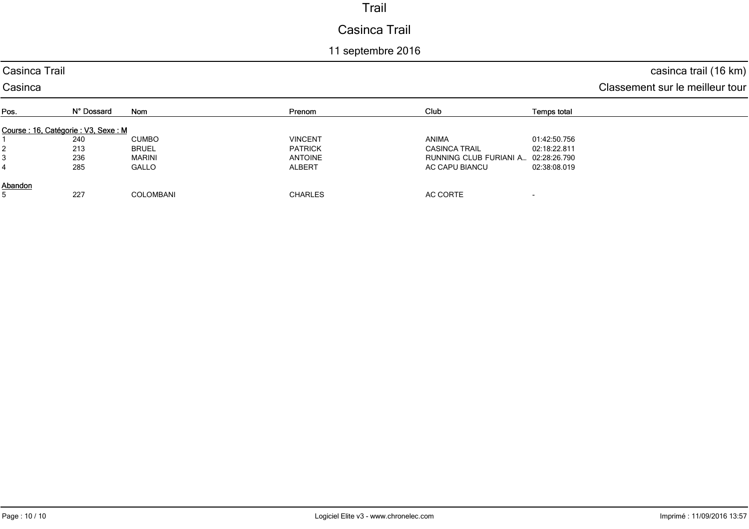# Trail

## Casinca Trail

11 septembre 2016

Casinca Trail — casinca trail (16 km)

Casinca — Classement sur le meilleur tour

| Pos. | N° Dossard | Nom | Prenom | Club | Temps total |
|---|---|---|---|---|---|
| Course : 16, Catégorie : V3, Sexe : M | | | | | |
| 1 | 240 | CUMBO | VINCENT | ANIMA | 01:42:50.756 |
| 2 | 213 | BRUEL | PATRICK | CASINCA TRAIL | 02:18:22.811 |
| 3 | 236 | MARINI | ANTOINE | RUNNING CLUB FURIANI A... | 02:28:26.790 |
| 4 | 285 | GALLO | ALBERT | AC CAPU BIANCU | 02:38:08.019 |
| Abandon | | | | | |
| 5 | 227 | COLOMBANI | CHARLES | AC CORTE | - |

Logiciel Elite v3 - www.chronelec.com

Imprimé : 11/09/2016 13:57